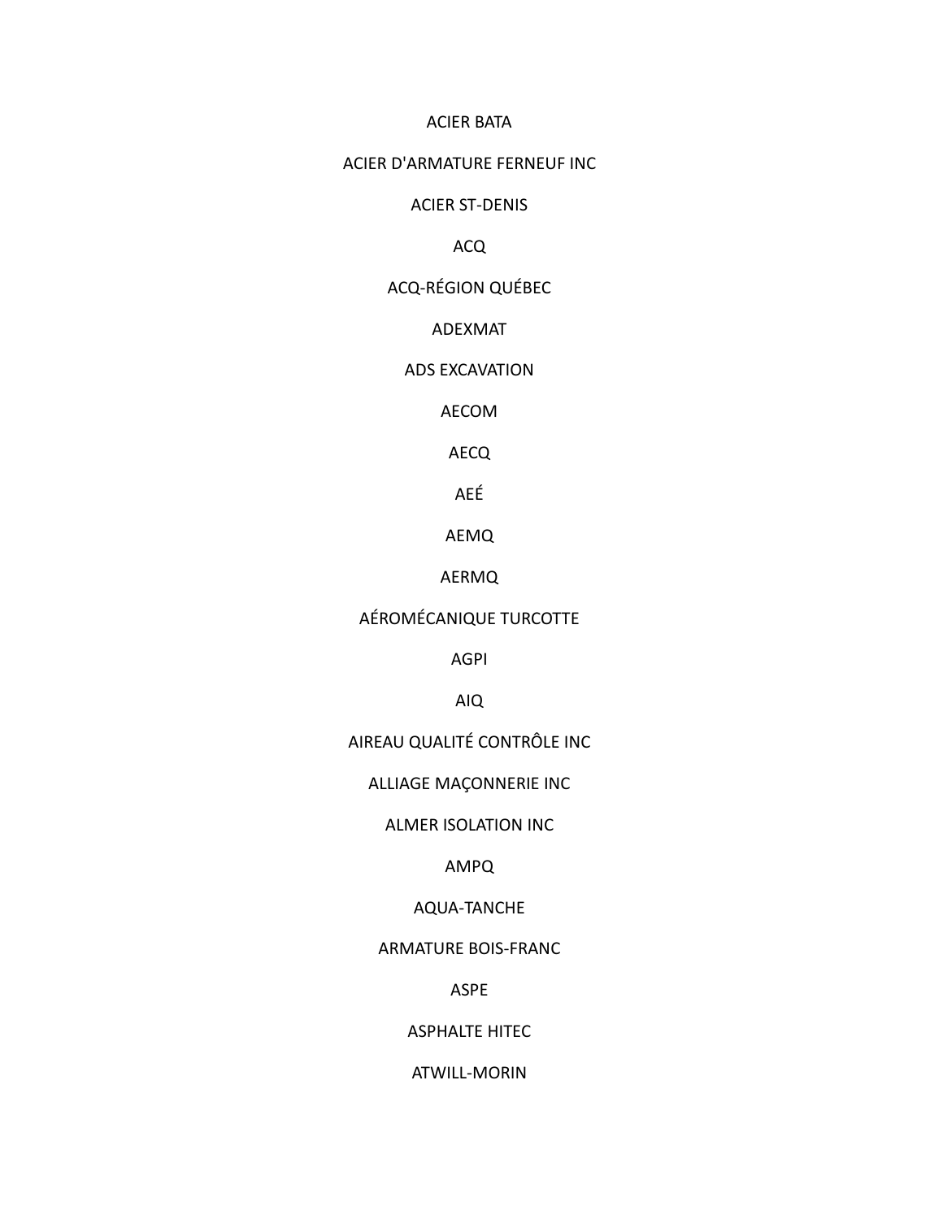ACIER BATA

ACIER D'ARMATURE FERNEUF INC

ACIER ST-DENIS

ACQ

ACQ-RÉGION QUÉBEC

ADEXMAT

ADS EXCAVATION

AECOM

AECQ

AEÉ

AEMQ

AERMQ

AÉROMÉCANIQUE TURCOTTE

AGPI

AIQ

AIREAU QUALITÉ CONTRÔLE INC

ALLIAGE MAÇONNERIE INC

ALMER ISOLATION INC

AMPQ

AQUA-TANCHE

ARMATURE BOIS-FRANC

ASPE

ASPHALTE HITEC

ATWILL-MORIN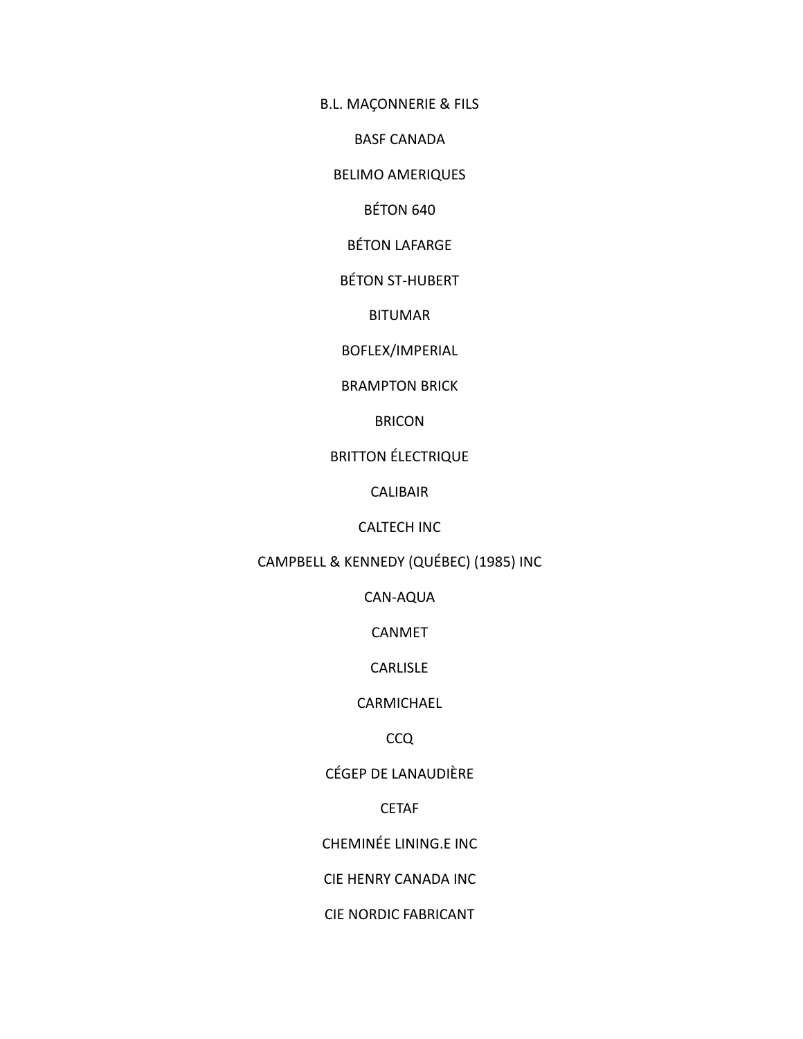B.L. MAÇONNERIE & FILS

BASF CANADA

BELIMO AMERIQUES

BÉTON 640

BÉTON LAFARGE

BÉTON ST-HUBERT

BITUMAR

BOFLEX/IMPERIAL

BRAMPTON BRICK

BRICON

BRITTON ÉLECTRIQUE

CALIBAIR

CALTECH INC

CAMPBELL & KENNEDY (QUÉBEC) (1985) INC

CAN-AQUA

CANMET

CARLISLE

CARMICHAEL

CCQ

CÉGEP DE LANAUDIÈRE

CETAF

CHEMINÉE LINING.E INC

CIE HENRY CANADA INC

CIE NORDIC FABRICANT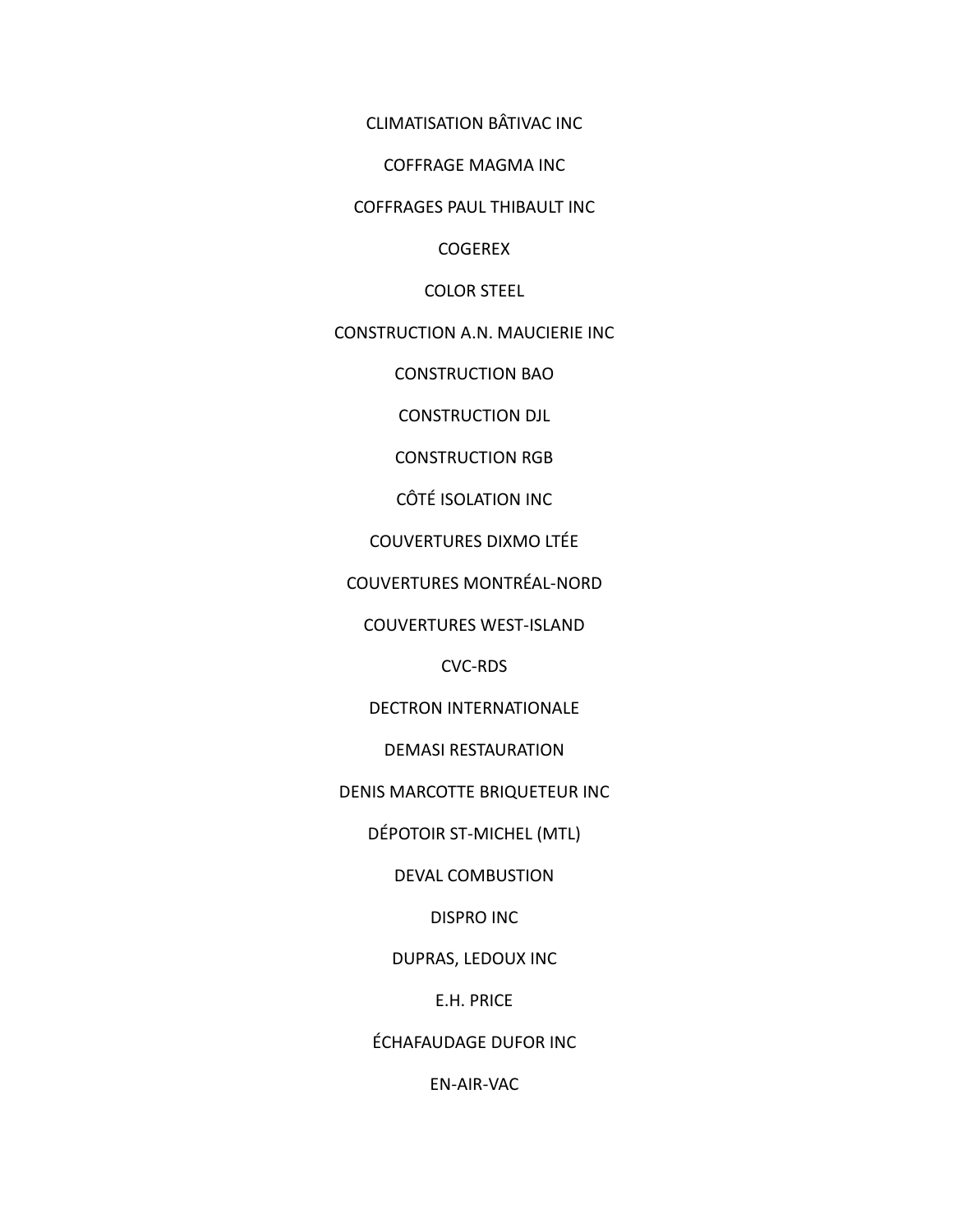CLIMATISATION BÂTIVAC INC

COFFRAGE MAGMA INC

COFFRAGES PAUL THIBAULT INC

COGEREX

COLOR STEEL

CONSTRUCTION A.N. MAUCIERIE INC

CONSTRUCTION BAO

CONSTRUCTION DJL

CONSTRUCTION RGB

CÔTÉ ISOLATION INC

COUVERTURES DIXMO LTÉE

COUVERTURES MONTRÉAL-NORD

COUVERTURES WEST-ISLAND

CVC-RDS

DECTRON INTERNATIONALE

DEMASI RESTAURATION

DENIS MARCOTTE BRIQUETEUR INC

DÉPOTOIR ST-MICHEL (MTL)

DEVAL COMBUSTION

DISPRO INC

DUPRAS, LEDOUX INC

E.H. PRICE

ÉCHAFAUDAGE DUFOR INC

EN-AIR-VAC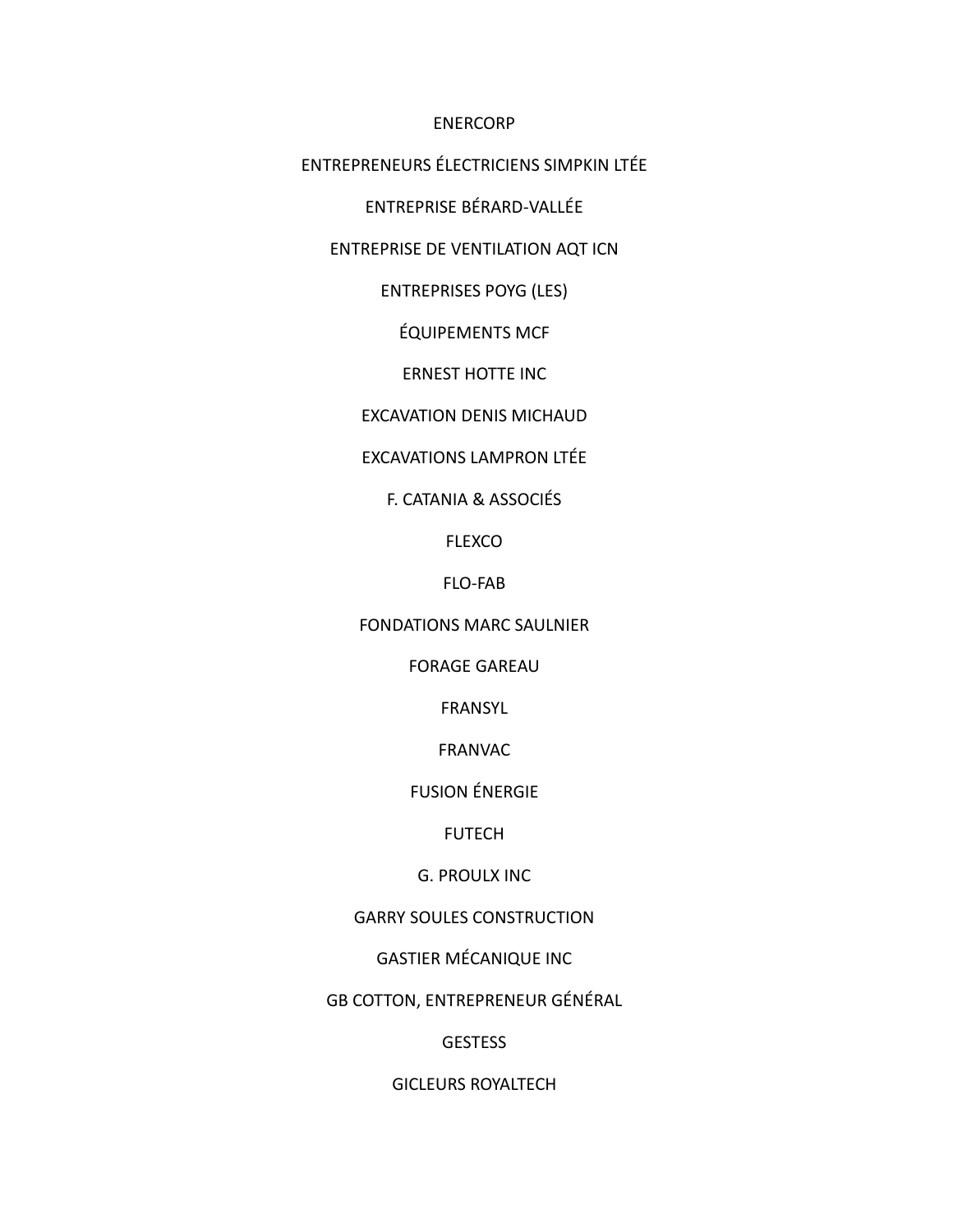ENERCORP

ENTREPRENEURS ÉLECTRICIENS SIMPKIN LTÉE

ENTREPRISE BÉRARD-VALLÉE

ENTREPRISE DE VENTILATION AQT ICN

ENTREPRISES POYG (LES)

ÉQUIPEMENTS MCF

ERNEST HOTTE INC

EXCAVATION DENIS MICHAUD

EXCAVATIONS LAMPRON LTÉE

F. CATANIA & ASSOCIÉS

FLEXCO

FLO-FAB

FONDATIONS MARC SAULNIER

FORAGE GAREAU

FRANSYL

FRANVAC

FUSION ÉNERGIE

FUTECH

G. PROULX INC

GARRY SOULES CONSTRUCTION

GASTIER MÉCANIQUE INC

GB COTTON, ENTREPRENEUR GÉNÉRAL

GESTESS

GICLEURS ROYALTECH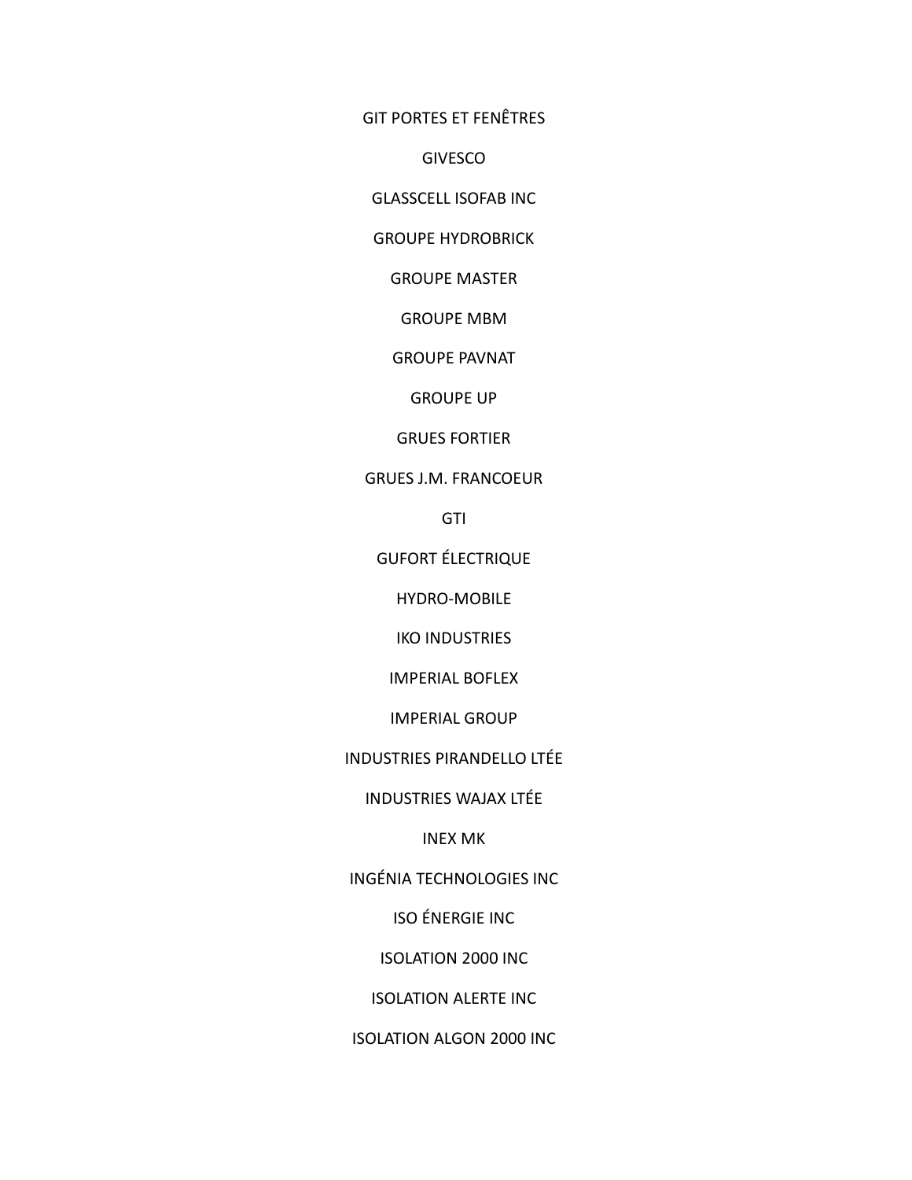GIT PORTES ET FENÊTRES

GIVESCO

GLASSCELL ISOFAB INC

GROUPE HYDROBRICK

GROUPE MASTER

GROUPE MBM

GROUPE PAVNAT

GROUPE UP

GRUES FORTIER

GRUES J.M. FRANCOEUR

GTI

GUFORT ÉLECTRIQUE

HYDRO-MOBILE

IKO INDUSTRIES

IMPERIAL BOFLEX

IMPERIAL GROUP

INDUSTRIES PIRANDELLO LTÉE

INDUSTRIES WAJAX LTÉE

INEX MK

INGÉNIA TECHNOLOGIES INC

ISO ÉNERGIE INC

ISOLATION 2000 INC

ISOLATION ALERTE INC

ISOLATION ALGON 2000 INC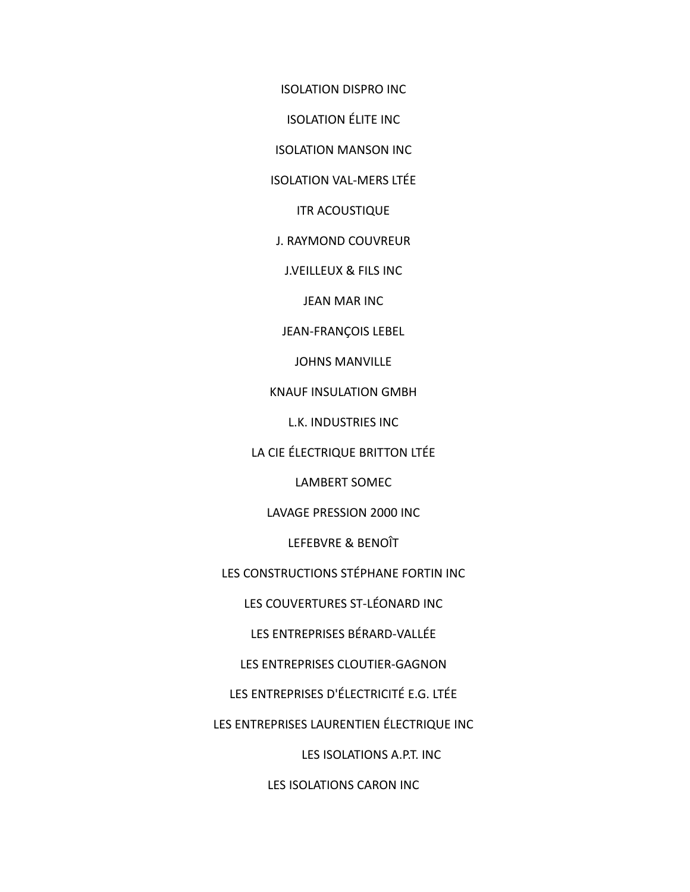ISOLATION DISPRO INC

ISOLATION ÉLITE INC

ISOLATION MANSON INC

ISOLATION VAL-MERS LTÉE

ITR ACOUSTIQUE

J. RAYMOND COUVREUR

J.VEILLEUX & FILS INC

JEAN MAR INC

JEAN-FRANÇOIS LEBEL

JOHNS MANVILLE

KNAUF INSULATION GMBH

L.K. INDUSTRIES INC

LA CIE ÉLECTRIQUE BRITTON LTÉE

LAMBERT SOMEC

LAVAGE PRESSION 2000 INC

LEFEBVRE & BENOÎT

LES CONSTRUCTIONS STÉPHANE FORTIN INC

LES COUVERTURES ST-LÉONARD INC

LES ENTREPRISES BÉRARD-VALLÉE

LES ENTREPRISES CLOUTIER-GAGNON

LES ENTREPRISES D'ÉLECTRICITÉ E.G. LTÉE

LES ENTREPRISES LAURENTIEN ÉLECTRIQUE INC

LES ISOLATIONS A.P.T. INC

LES ISOLATIONS CARON INC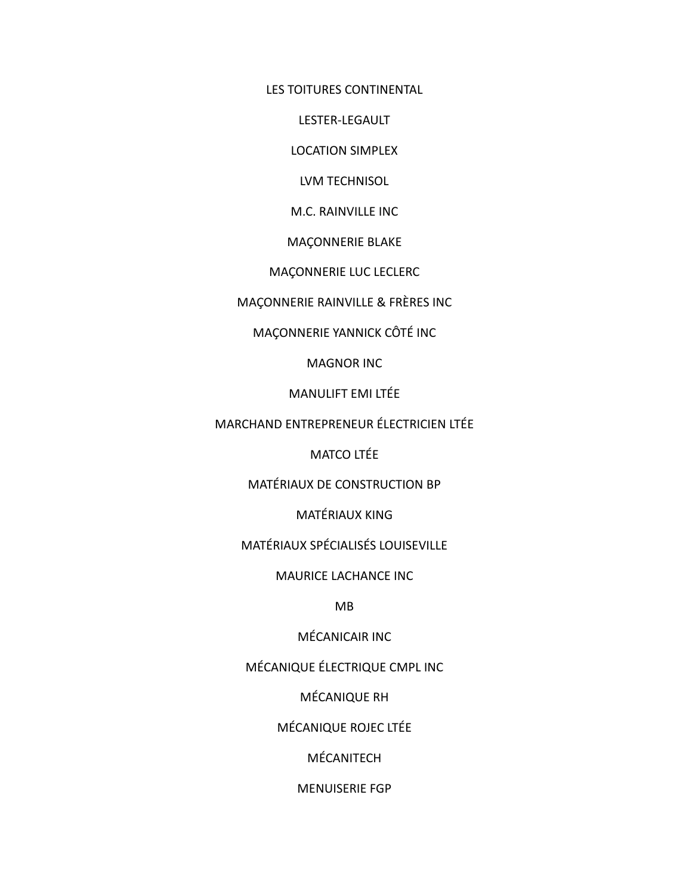LES TOITURES CONTINENTAL

LESTER-LEGAULT

LOCATION SIMPLEX

LVM TECHNISOL

M.C. RAINVILLE INC

MAÇONNERIE BLAKE

MAÇONNERIE LUC LECLERC

MAÇONNERIE RAINVILLE & FRÈRES INC

MAÇONNERIE YANNICK CÔTÉ INC

MAGNOR INC

MANULIFT EMI LTÉE

MARCHAND ENTREPRENEUR ÉLECTRICIEN LTÉE

MATCO LTÉE

MATÉRIAUX DE CONSTRUCTION BP

MATÉRIAUX KING

MATÉRIAUX SPÉCIALISÉS LOUISEVILLE

MAURICE LACHANCE INC

MB

MÉCANICAIR INC

MÉCANIQUE ÉLECTRIQUE CMPL INC

MÉCANIQUE RH

MÉCANIQUE ROJEC LTÉE

MÉCANITECH

MENUISERIE FGP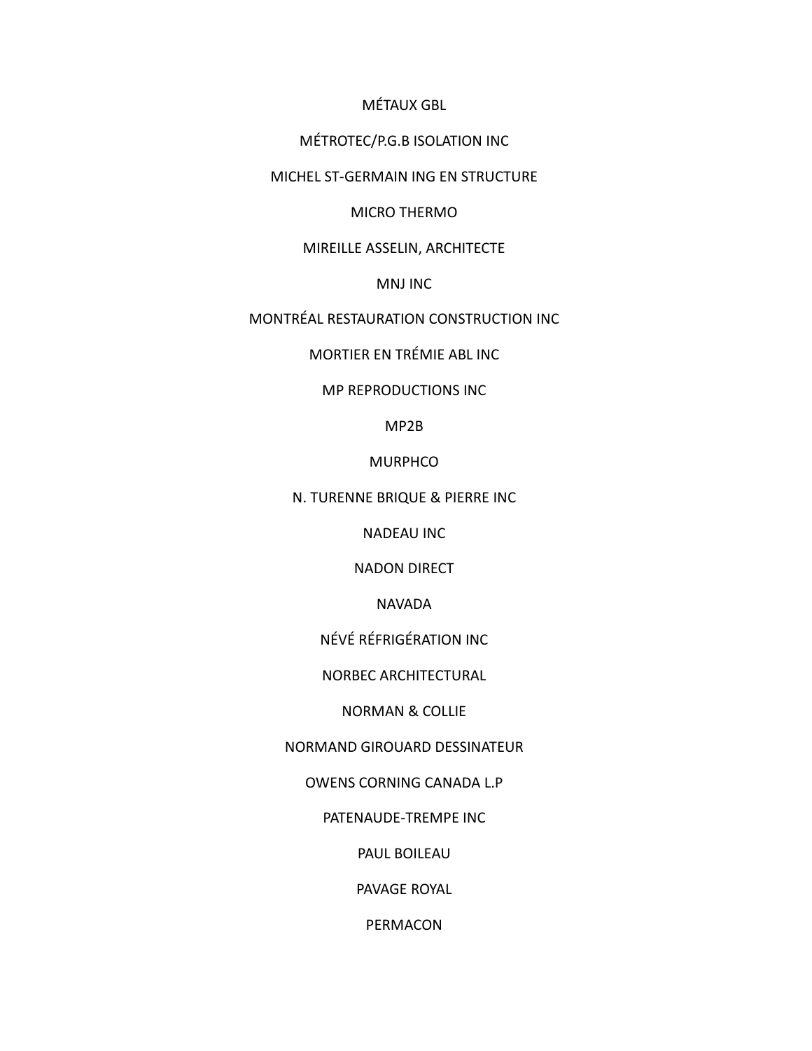MÉTAUX GBL

MÉTROTEC/P.G.B ISOLATION INC

MICHEL ST-GERMAIN ING EN STRUCTURE

MICRO THERMO

MIREILLE ASSELIN, ARCHITECTE

MNJ INC

MONTRÉAL RESTAURATION CONSTRUCTION INC

MORTIER EN TRÉMIE ABL INC

MP REPRODUCTIONS INC

MP2B

MURPHCO

N. TURENNE BRIQUE & PIERRE INC

NADEAU INC

NADON DIRECT

NAVADA

NÉVÉ RÉFRIGÉRATION INC

NORBEC ARCHITECTURAL

NORMAN & COLLIE

NORMAND GIROUARD DESSINATEUR

OWENS CORNING CANADA L.P

PATENAUDE-TREMPE INC

PAUL BOILEAU

PAVAGE ROYAL

PERMACON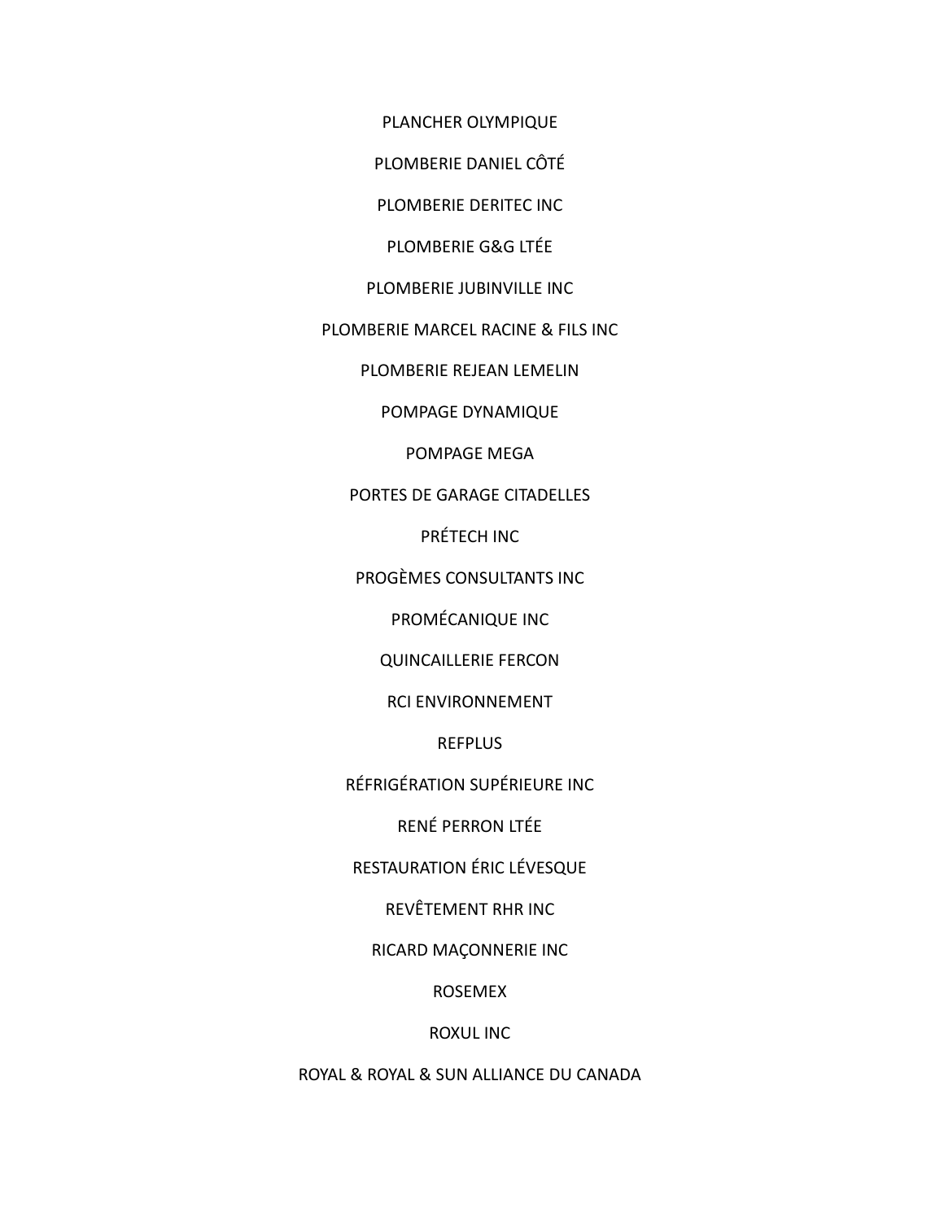PLANCHER OLYMPIQUE

PLOMBERIE DANIEL CÔTÉ

PLOMBERIE DERITEC INC

PLOMBERIE G&G LTÉE

PLOMBERIE JUBINVILLE INC

PLOMBERIE MARCEL RACINE & FILS INC

PLOMBERIE REJEAN LEMELIN

POMPAGE DYNAMIQUE

POMPAGE MEGA

PORTES DE GARAGE CITADELLES

PRÉTECH INC

PROGÈMES CONSULTANTS INC

PROMÉCANIQUE INC

QUINCAILLERIE FERCON

RCI ENVIRONNEMENT

REFPLUS

RÉFRIGÉRATION SUPÉRIEURE INC

RENÉ PERRON LTÉE

RESTAURATION ÉRIC LÉVESQUE

REVÊTEMENT RHR INC

RICARD MAÇONNERIE INC

ROSEMEX

ROXUL INC

ROYAL & ROYAL & SUN ALLIANCE DU CANADA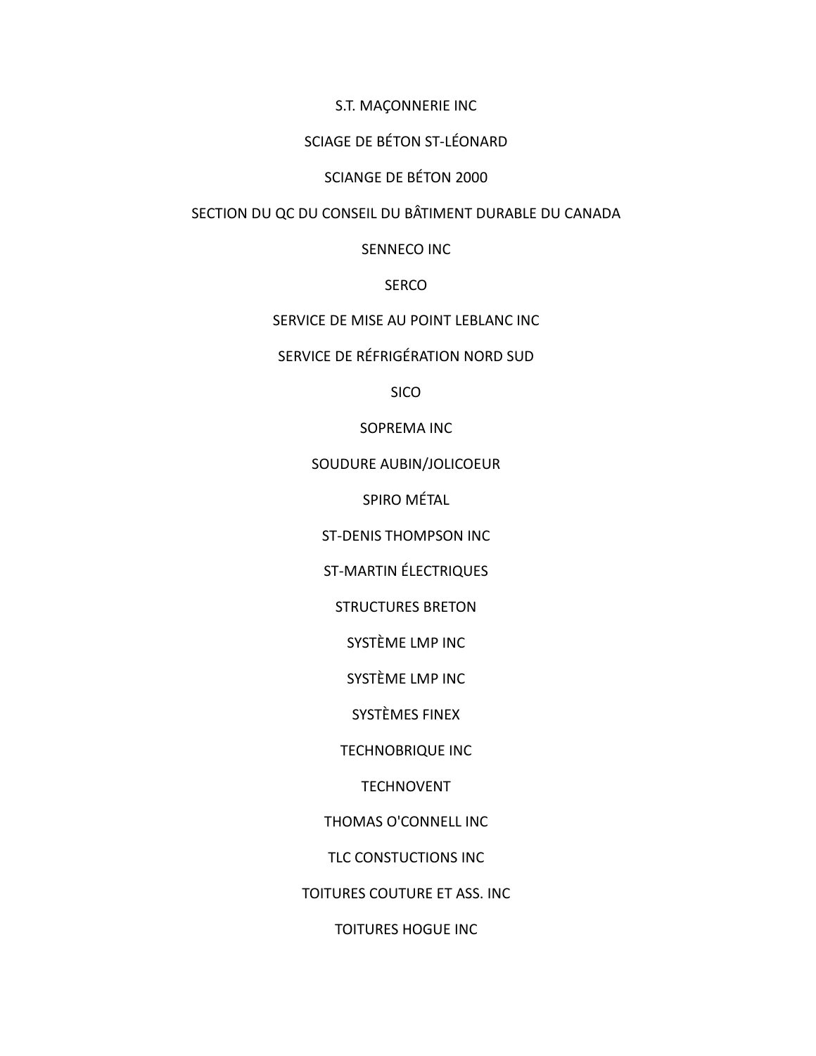S.T. MAÇONNERIE INC

SCIAGE DE BÉTON ST-LÉONARD

SCIANGE DE BÉTON 2000

SECTION DU QC DU CONSEIL DU BÂTIMENT DURABLE DU CANADA

SENNECO INC

SERCO

SERVICE DE MISE AU POINT LEBLANC INC

SERVICE DE RÉFRIGÉRATION NORD SUD

SICO

SOPREMA INC

SOUDURE AUBIN/JOLICOEUR

SPIRO MÉTAL

ST-DENIS THOMPSON INC

ST-MARTIN ÉLECTRIQUES

STRUCTURES BRETON

SYSTÈME LMP INC

SYSTÈME LMP INC

SYSTÈMES FINEX

TECHNOBRIQUE INC

TECHNOVENT

THOMAS O'CONNELL INC

TLC CONSTUCTIONS INC

TOITURES COUTURE ET ASS. INC

TOITURES HOGUE INC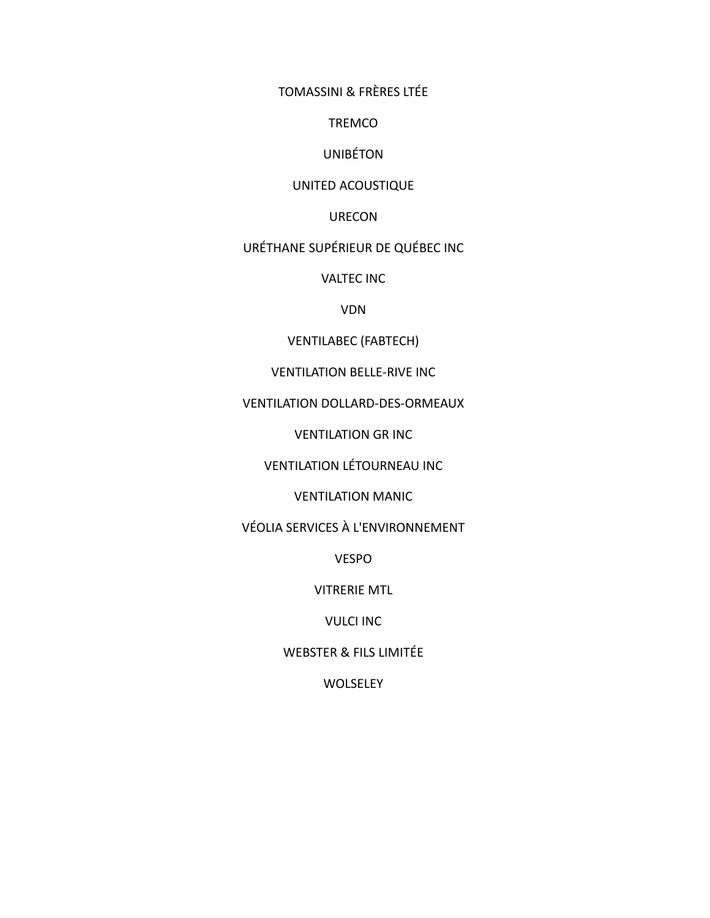TOMASSINI & FRÈRES LTÉE

TREMCO

UNIBÉTON

UNITED ACOUSTIQUE

URECON

URÉTHANE SUPÉRIEUR DE QUÉBEC INC

VALTEC INC

VDN

VENTILABEC (FABTECH)

VENTILATION BELLE-RIVE INC

VENTILATION DOLLARD-DES-ORMEAUX

VENTILATION GR INC

VENTILATION LÉTOURNEAU INC

VENTILATION MANIC

VÉOLIA SERVICES À L'ENVIRONNEMENT

VESPO

VITRERIE MTL

VULCI INC

WEBSTER & FILS LIMITÉE

WOLSELEY